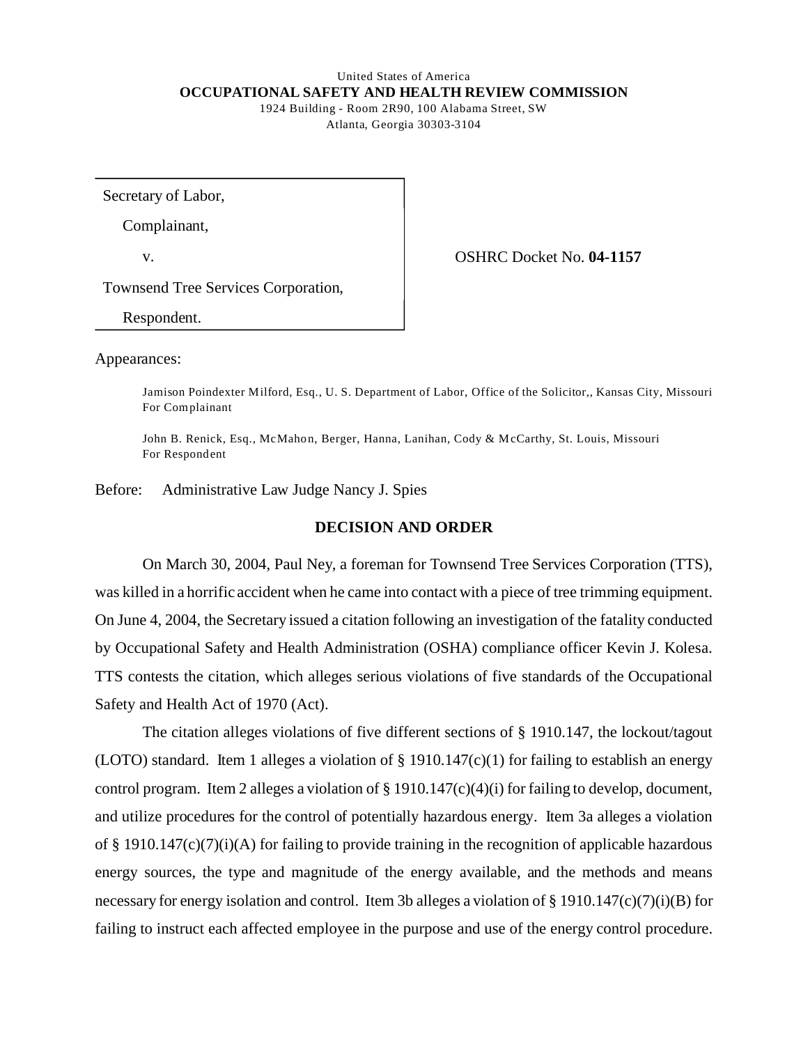United States of America
**OCCUPATIONAL SAFETY AND HEALTH REVIEW COMMISSION**
1924 Building - Room 2R90, 100 Alabama Street, SW
Atlanta, Georgia 30303-3104

| | |
|---|---|
| Secretary of Labor,<br>Complainant,<br>v.<br>Townsend Tree Services Corporation,<br>Respondent. | OSHRC Docket No. **04-1157** |

Appearances:

Jamison Poindexter Milford, Esq., U. S. Department of Labor, Office of the Solicitor,, Kansas City, Missouri
For Complainant

John B. Renick, Esq., McMahon, Berger, Hanna, Lanihan, Cody & McCarthy, St. Louis, Missouri
For Respondent

Before: Administrative Law Judge Nancy J. Spies

## DECISION AND ORDER

On March 30, 2004, Paul Ney, a foreman for Townsend Tree Services Corporation (TTS), was killed in a horrific accident when he came into contact with a piece of tree trimming equipment. On June 4, 2004, the Secretary issued a citation following an investigation of the fatality conducted by Occupational Safety and Health Administration (OSHA) compliance officer Kevin J. Kolesa. TTS contests the citation, which alleges serious violations of five standards of the Occupational Safety and Health Act of 1970 (Act).

The citation alleges violations of five different sections of § 1910.147, the lockout/tagout (LOTO) standard. Item 1 alleges a violation of § 1910.147(c)(1) for failing to establish an energy control program. Item 2 alleges a violation of § 1910.147(c)(4)(i) for failing to develop, document, and utilize procedures for the control of potentially hazardous energy. Item 3a alleges a violation of § 1910.147(c)(7)(i)(A) for failing to provide training in the recognition of applicable hazardous energy sources, the type and magnitude of the energy available, and the methods and means necessary for energy isolation and control. Item 3b alleges a violation of § 1910.147(c)(7)(i)(B) for failing to instruct each affected employee in the purpose and use of the energy control procedure.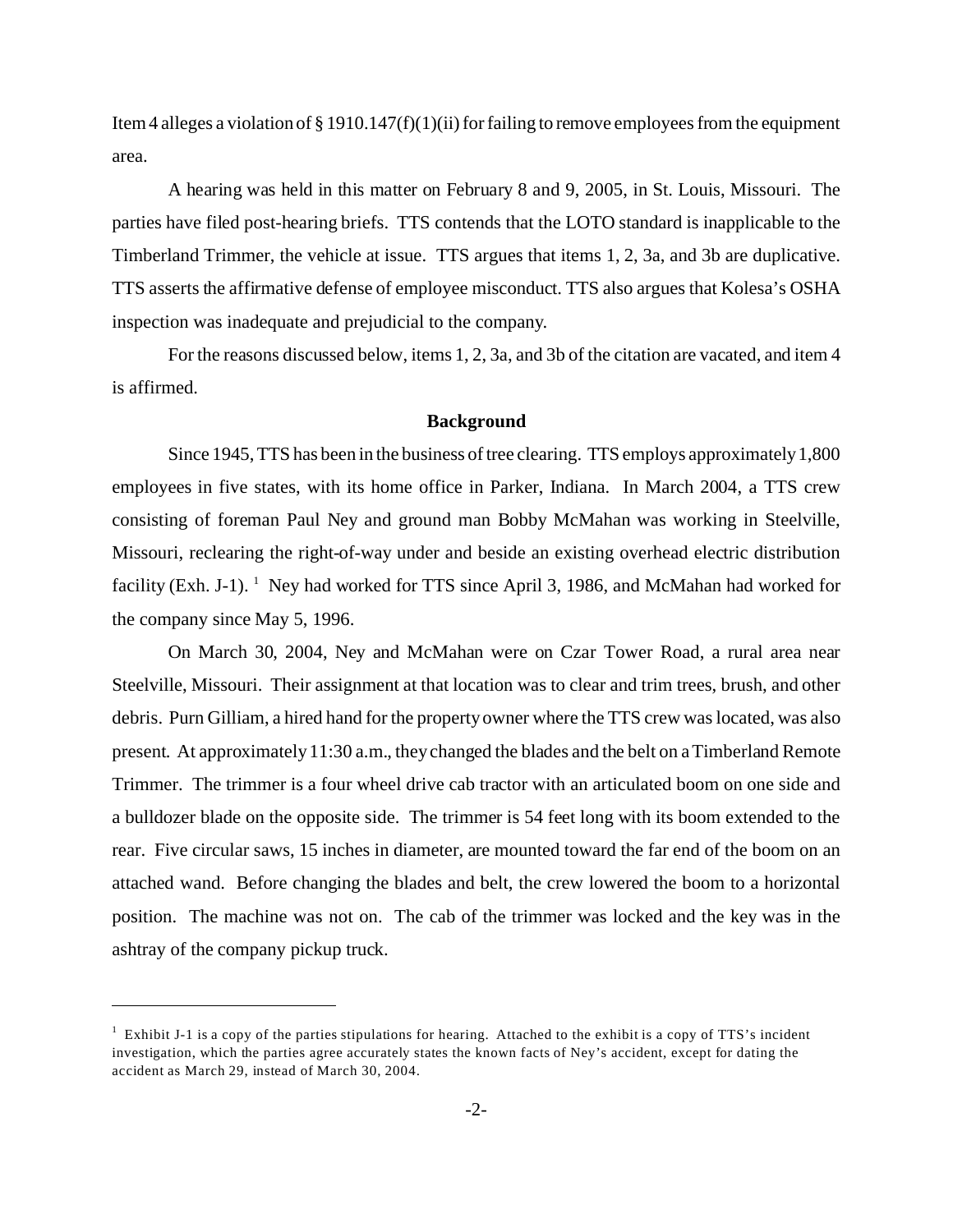Item 4 alleges a violation of § 1910.147(f)(1)(ii) for failing to remove employees from the equipment area.

A hearing was held in this matter on February 8 and 9, 2005, in St. Louis, Missouri. The parties have filed post-hearing briefs. TTS contends that the LOTO standard is inapplicable to the Timberland Trimmer, the vehicle at issue. TTS argues that items 1, 2, 3a, and 3b are duplicative. TTS asserts the affirmative defense of employee misconduct. TTS also argues that Kolesa's OSHA inspection was inadequate and prejudicial to the company.

For the reasons discussed below, items 1, 2, 3a, and 3b of the citation are vacated, and item 4 is affirmed.

## Background

Since 1945, TTS has been in the business of tree clearing. TTS employs approximately 1,800 employees in five states, with its home office in Parker, Indiana. In March 2004, a TTS crew consisting of foreman Paul Ney and ground man Bobby McMahan was working in Steelville, Missouri, reclearing the right-of-way under and beside an existing overhead electric distribution facility (Exh. J-1). [1] Ney had worked for TTS since April 3, 1986, and McMahan had worked for the company since May 5, 1996.

On March 30, 2004, Ney and McMahan were on Czar Tower Road, a rural area near Steelville, Missouri. Their assignment at that location was to clear and trim trees, brush, and other debris. Purn Gilliam, a hired hand for the property owner where the TTS crew was located, was also present. At approximately 11:30 a.m., they changed the blades and the belt on a Timberland Remote Trimmer. The trimmer is a four wheel drive cab tractor with an articulated boom on one side and a bulldozer blade on the opposite side. The trimmer is 54 feet long with its boom extended to the rear. Five circular saws, 15 inches in diameter, are mounted toward the far end of the boom on an attached wand. Before changing the blades and belt, the crew lowered the boom to a horizontal position. The machine was not on. The cab of the trimmer was locked and the key was in the ashtray of the company pickup truck.

---

[1] Exhibit J-1 is a copy of the parties stipulations for hearing. Attached to the exhibit is a copy of TTS's incident investigation, which the parties agree accurately states the known facts of Ney's accident, except for dating the accident as March 29, instead of March 30, 2004.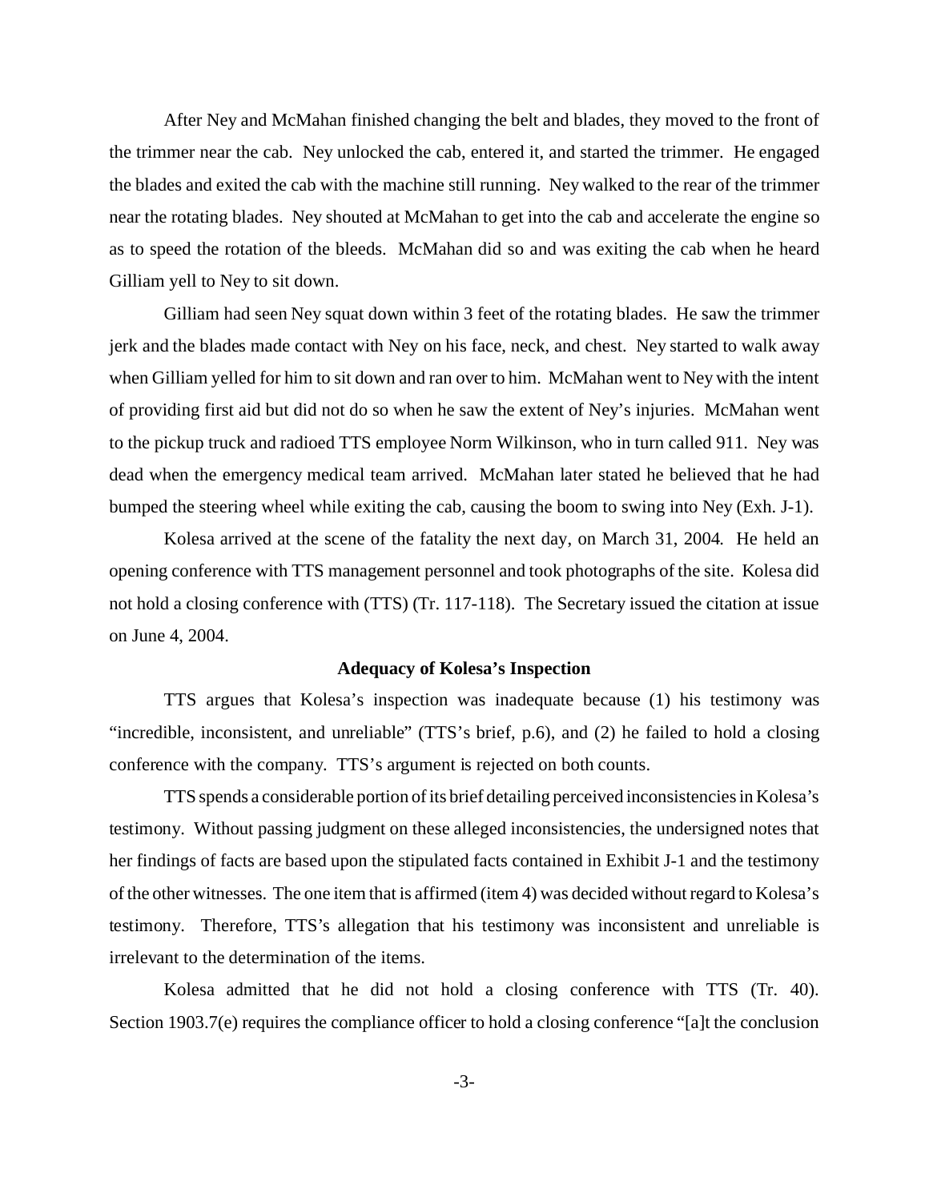After Ney and McMahan finished changing the belt and blades, they moved to the front of the trimmer near the cab. Ney unlocked the cab, entered it, and started the trimmer. He engaged the blades and exited the cab with the machine still running. Ney walked to the rear of the trimmer near the rotating blades. Ney shouted at McMahan to get into the cab and accelerate the engine so as to speed the rotation of the bleeds. McMahan did so and was exiting the cab when he heard Gilliam yell to Ney to sit down.

Gilliam had seen Ney squat down within 3 feet of the rotating blades. He saw the trimmer jerk and the blades made contact with Ney on his face, neck, and chest. Ney started to walk away when Gilliam yelled for him to sit down and ran over to him. McMahan went to Ney with the intent of providing first aid but did not do so when he saw the extent of Ney's injuries. McMahan went to the pickup truck and radioed TTS employee Norm Wilkinson, who in turn called 911. Ney was dead when the emergency medical team arrived. McMahan later stated he believed that he had bumped the steering wheel while exiting the cab, causing the boom to swing into Ney (Exh. J-1).

Kolesa arrived at the scene of the fatality the next day, on March 31, 2004. He held an opening conference with TTS management personnel and took photographs of the site. Kolesa did not hold a closing conference with (TTS) (Tr. 117-118). The Secretary issued the citation at issue on June 4, 2004.

**Adequacy of Kolesa's Inspection**

TTS argues that Kolesa's inspection was inadequate because (1) his testimony was "incredible, inconsistent, and unreliable" (TTS's brief, p.6), and (2) he failed to hold a closing conference with the company. TTS's argument is rejected on both counts.

TTS spends a considerable portion of its brief detailing perceived inconsistencies in Kolesa's testimony. Without passing judgment on these alleged inconsistencies, the undersigned notes that her findings of facts are based upon the stipulated facts contained in Exhibit J-1 and the testimony of the other witnesses. The one item that is affirmed (item 4) was decided without regard to Kolesa's testimony. Therefore, TTS's allegation that his testimony was inconsistent and unreliable is irrelevant to the determination of the items.

Kolesa admitted that he did not hold a closing conference with TTS (Tr. 40). Section 1903.7(e) requires the compliance officer to hold a closing conference "[a]t the conclusion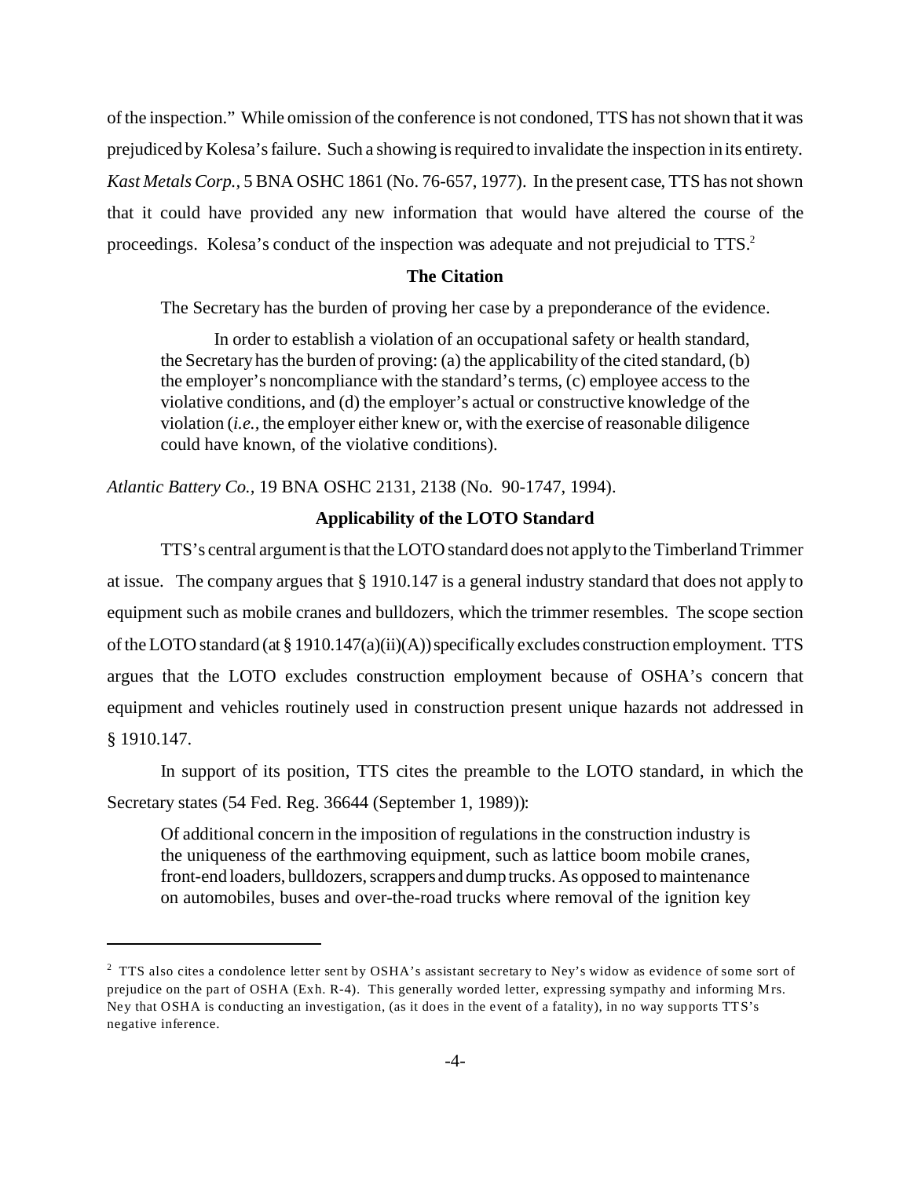of the inspection." While omission of the conference is not condoned, TTS has not shown that it was prejudiced by Kolesa's failure. Such a showing is required to invalidate the inspection in its entirety. *Kast Metals Corp.*, 5 BNA OSHC 1861 (No. 76-657, 1977). In the present case, TTS has not shown that it could have provided any new information that would have altered the course of the proceedings. Kolesa's conduct of the inspection was adequate and not prejudicial to TTS.[2]

**The Citation**

The Secretary has the burden of proving her case by a preponderance of the evidence.

> In order to establish a violation of an occupational safety or health standard, the Secretary has the burden of proving: (a) the applicability of the cited standard, (b) the employer's noncompliance with the standard's terms, (c) employee access to the violative conditions, and (d) the employer's actual or constructive knowledge of the violation (*i.e.,* the employer either knew or, with the exercise of reasonable diligence could have known, of the violative conditions).

*Atlantic Battery Co.,* 19 BNA OSHC 2131, 2138 (No. 90-1747, 1994).

**Applicability of the LOTO Standard**

TTS's central argument is that the LOTO standard does not apply to the Timberland Trimmer at issue. The company argues that § 1910.147 is a general industry standard that does not apply to equipment such as mobile cranes and bulldozers, which the trimmer resembles. The scope section of the LOTO standard (at § 1910.147(a)(ii)(A)) specifically excludes construction employment. TTS argues that the LOTO excludes construction employment because of OSHA's concern that equipment and vehicles routinely used in construction present unique hazards not addressed in § 1910.147.

In support of its position, TTS cites the preamble to the LOTO standard, in which the Secretary states (54 Fed. Reg. 36644 (September 1, 1989)):

> Of additional concern in the imposition of regulations in the construction industry is the uniqueness of the earthmoving equipment, such as lattice boom mobile cranes, front-end loaders, bulldozers, scrappers and dump trucks. As opposed to maintenance on automobiles, buses and over-the-road trucks where removal of the ignition key

---

[2] TTS also cites a condolence letter sent by OSHA's assistant secretary to Ney's widow as evidence of some sort of prejudice on the part of OSHA (Exh. R-4). This generally worded letter, expressing sympathy and informing Mrs. Ney that OSHA is conducting an investigation, (as it does in the event of a fatality), in no way supports TTS's negative inference.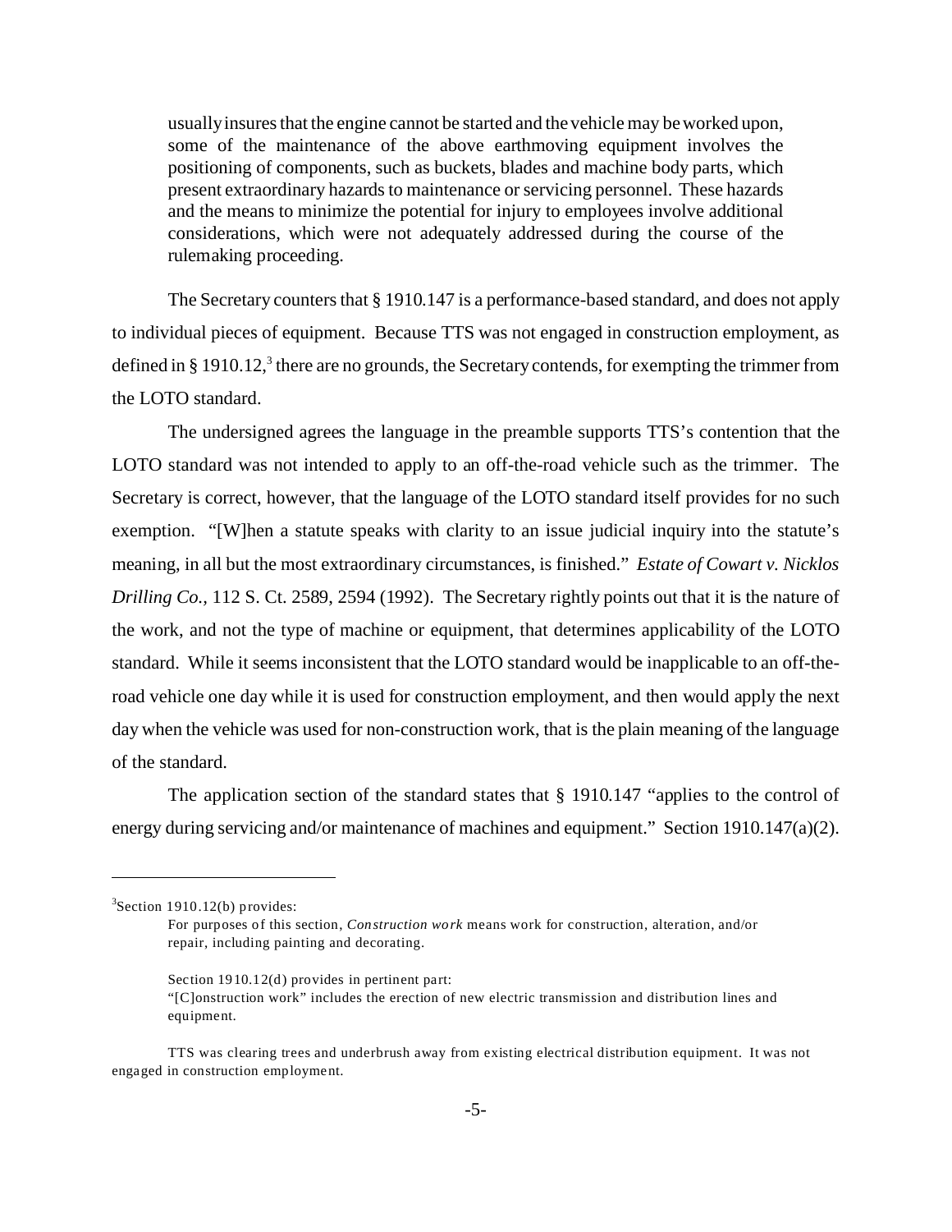> usually insures that the engine cannot be started and the vehicle may be worked upon, some of the maintenance of the above earthmoving equipment involves the positioning of components, such as buckets, blades and machine body parts, which present extraordinary hazards to maintenance or servicing personnel. These hazards and the means to minimize the potential for injury to employees involve additional considerations, which were not adequately addressed during the course of the rulemaking proceeding.

The Secretary counters that § 1910.147 is a performance-based standard, and does not apply to individual pieces of equipment. Because TTS was not engaged in construction employment, as defined in § 1910.12,[3] there are no grounds, the Secretary contends, for exempting the trimmer from the LOTO standard.

The undersigned agrees the language in the preamble supports TTS's contention that the LOTO standard was not intended to apply to an off-the-road vehicle such as the trimmer. The Secretary is correct, however, that the language of the LOTO standard itself provides for no such exemption. "[W]hen a statute speaks with clarity to an issue judicial inquiry into the statute's meaning, in all but the most extraordinary circumstances, is finished." *Estate of Cowart v. Nicklos Drilling Co.*, 112 S. Ct. 2589, 2594 (1992). The Secretary rightly points out that it is the nature of the work, and not the type of machine or equipment, that determines applicability of the LOTO standard. While it seems inconsistent that the LOTO standard would be inapplicable to an off-the-road vehicle one day while it is used for construction employment, and then would apply the next day when the vehicle was used for non-construction work, that is the plain meaning of the language of the standard.

The application section of the standard states that § 1910.147 "applies to the control of energy during servicing and/or maintenance of machines and equipment." Section 1910.147(a)(2).

---

[3]Section 1910.12(b) provides:

> For purposes of this section, *Construction work* means work for construction, alteration, and/or repair, including painting and decorating.
>
> Section 1910.12(d) provides in pertinent part:
> "[C]onstruction work" includes the erection of new electric transmission and distribution lines and equipment.

TTS was clearing trees and underbrush away from existing electrical distribution equipment. It was not engaged in construction employment.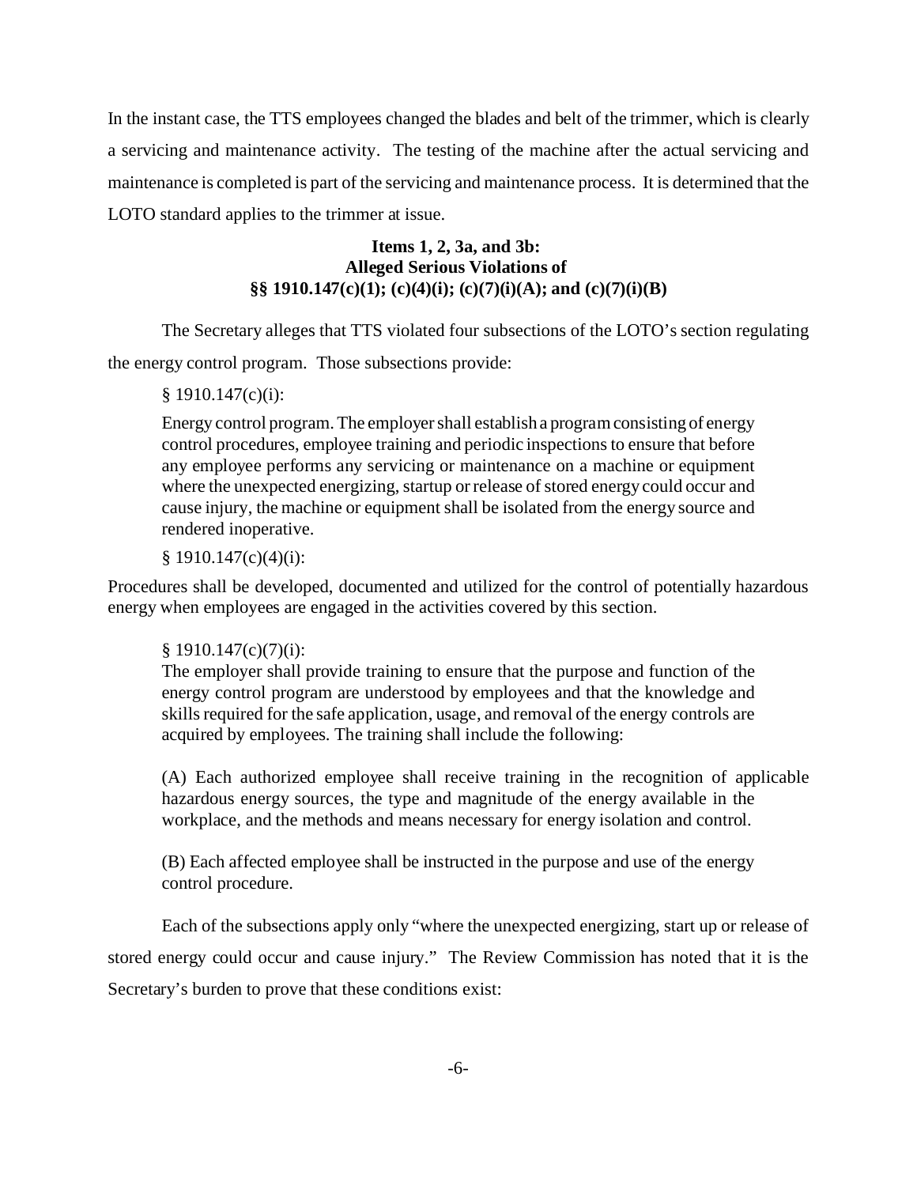In the instant case, the TTS employees changed the blades and belt of the trimmer, which is clearly a servicing and maintenance activity. The testing of the machine after the actual servicing and maintenance is completed is part of the servicing and maintenance process. It is determined that the LOTO standard applies to the trimmer at issue.

**Items 1, 2, 3a, and 3b:**
**Alleged Serious Violations of**
**§§ 1910.147(c)(1); (c)(4)(i); (c)(7)(i)(A); and (c)(7)(i)(B)**

The Secretary alleges that TTS violated four subsections of the LOTO's section regulating the energy control program. Those subsections provide:

> § 1910.147(c)(i):
>
> Energy control program. The employer shall establish a program consisting of energy control procedures, employee training and periodic inspections to ensure that before any employee performs any servicing or maintenance on a machine or equipment where the unexpected energizing, startup or release of stored energy could occur and cause injury, the machine or equipment shall be isolated from the energy source and rendered inoperative.
>
> § 1910.147(c)(4)(i):
>
> Procedures shall be developed, documented and utilized for the control of potentially hazardous energy when employees are engaged in the activities covered by this section.
>
> § 1910.147(c)(7)(i):
>
> The employer shall provide training to ensure that the purpose and function of the energy control program are understood by employees and that the knowledge and skills required for the safe application, usage, and removal of the energy controls are acquired by employees. The training shall include the following:
>
> (A) Each authorized employee shall receive training in the recognition of applicable hazardous energy sources, the type and magnitude of the energy available in the workplace, and the methods and means necessary for energy isolation and control.
>
> (B) Each affected employee shall be instructed in the purpose and use of the energy control procedure.

Each of the subsections apply only "where the unexpected energizing, start up or release of stored energy could occur and cause injury." The Review Commission has noted that it is the Secretary's burden to prove that these conditions exist: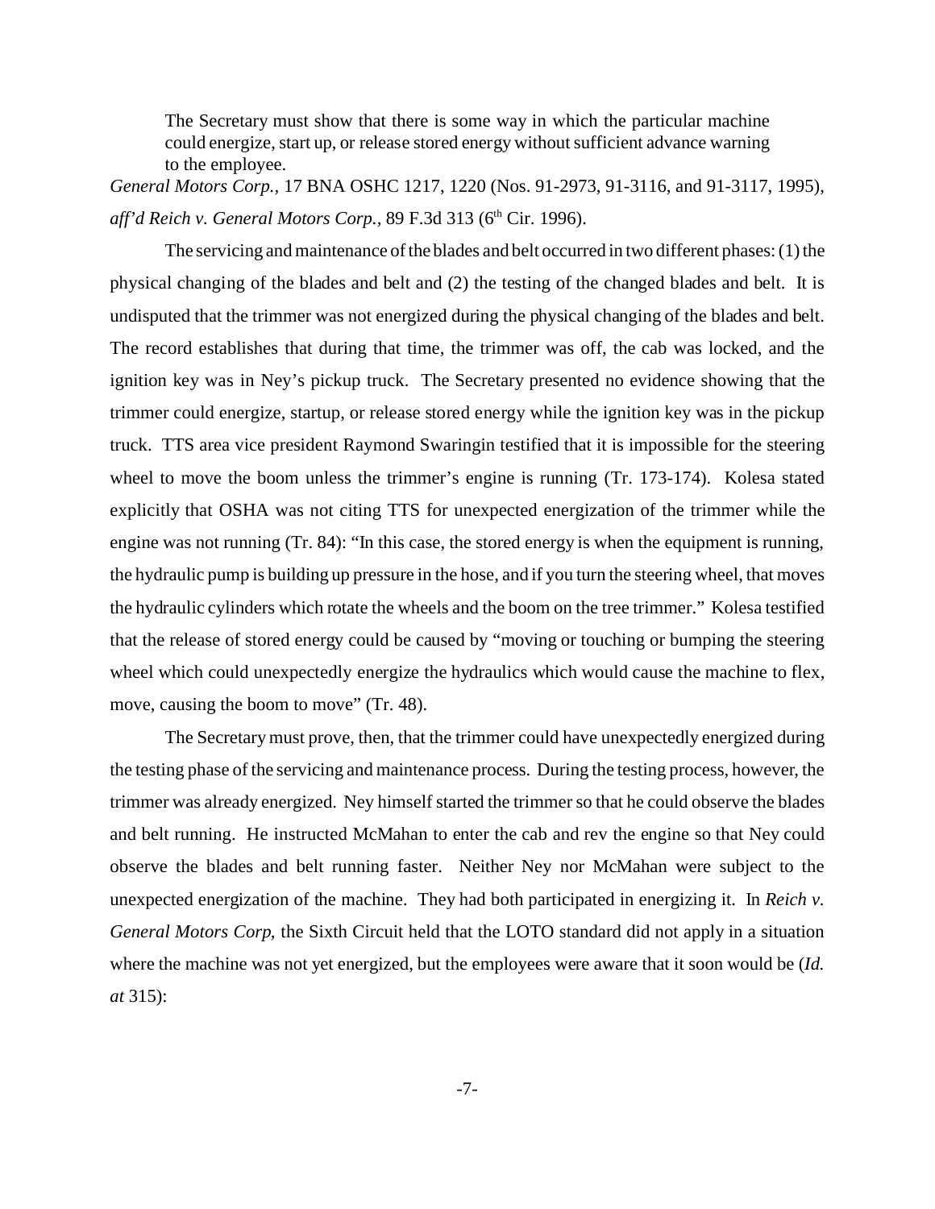> The Secretary must show that there is some way in which the particular machine could energize, start up, or release stored energy without sufficient advance warning to the employee.

*General Motors Corp.*, 17 BNA OSHC 1217, 1220 (Nos. 91-2973, 91-3116, and 91-3117, 1995), *aff'd Reich v. General Motors Corp.*, 89 F.3d 313 (6th Cir. 1996).

The servicing and maintenance of the blades and belt occurred in two different phases: (1) the physical changing of the blades and belt and (2) the testing of the changed blades and belt. It is undisputed that the trimmer was not energized during the physical changing of the blades and belt. The record establishes that during that time, the trimmer was off, the cab was locked, and the ignition key was in Ney's pickup truck. The Secretary presented no evidence showing that the trimmer could energize, startup, or release stored energy while the ignition key was in the pickup truck. TTS area vice president Raymond Swaringin testified that it is impossible for the steering wheel to move the boom unless the trimmer's engine is running (Tr. 173-174). Kolesa stated explicitly that OSHA was not citing TTS for unexpected energization of the trimmer while the engine was not running (Tr. 84): "In this case, the stored energy is when the equipment is running, the hydraulic pump is building up pressure in the hose, and if you turn the steering wheel, that moves the hydraulic cylinders which rotate the wheels and the boom on the tree trimmer." Kolesa testified that the release of stored energy could be caused by "moving or touching or bumping the steering wheel which could unexpectedly energize the hydraulics which would cause the machine to flex, move, causing the boom to move" (Tr. 48).

The Secretary must prove, then, that the trimmer could have unexpectedly energized during the testing phase of the servicing and maintenance process. During the testing process, however, the trimmer was already energized. Ney himself started the trimmer so that he could observe the blades and belt running. He instructed McMahan to enter the cab and rev the engine so that Ney could observe the blades and belt running faster. Neither Ney nor McMahan were subject to the unexpected energization of the machine. They had both participated in energizing it. In *Reich v. General Motors Corp*, the Sixth Circuit held that the LOTO standard did not apply in a situation where the machine was not yet energized, but the employees were aware that it soon would be (*Id. at* 315):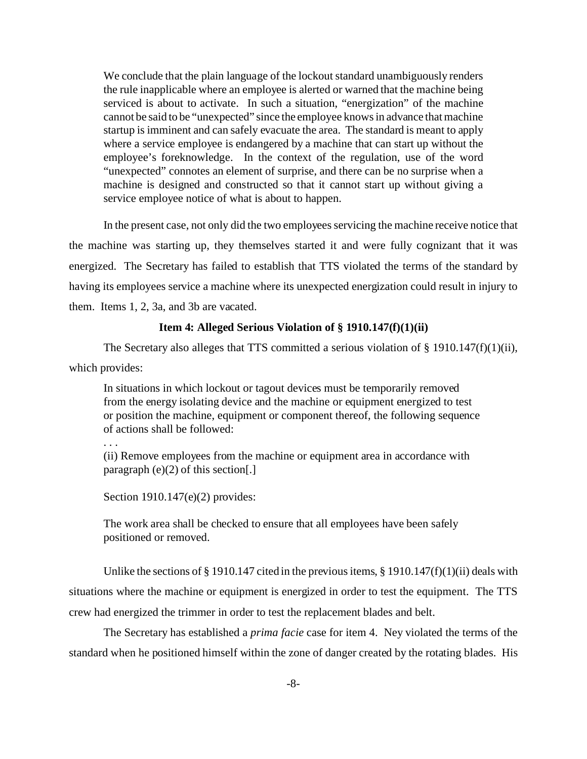> We conclude that the plain language of the lockout standard unambiguously renders the rule inapplicable where an employee is alerted or warned that the machine being serviced is about to activate. In such a situation, "energization" of the machine cannot be said to be "unexpected" since the employee knows in advance that machine startup is imminent and can safely evacuate the area. The standard is meant to apply where a service employee is endangered by a machine that can start up without the employee's foreknowledge. In the context of the regulation, use of the word "unexpected" connotes an element of surprise, and there can be no surprise when a machine is designed and constructed so that it cannot start up without giving a service employee notice of what is about to happen.

In the present case, not only did the two employees servicing the machine receive notice that the machine was starting up, they themselves started it and were fully cognizant that it was energized. The Secretary has failed to establish that TTS violated the terms of the standard by having its employees service a machine where its unexpected energization could result in injury to them. Items 1, 2, 3a, and 3b are vacated.

**Item 4: Alleged Serious Violation of § 1910.147(f)(1)(ii)**

The Secretary also alleges that TTS committed a serious violation of § 1910.147(f)(1)(ii), which provides:

> In situations in which lockout or tagout devices must be temporarily removed from the energy isolating device and the machine or equipment energized to test or position the machine, equipment or component thereof, the following sequence of actions shall be followed:
>
> . . .
>
> (ii) Remove employees from the machine or equipment area in accordance with paragraph (e)(2) of this section[.]

> Section 1910.147(e)(2) provides:
>
> The work area shall be checked to ensure that all employees have been safely positioned or removed.

Unlike the sections of § 1910.147 cited in the previous items, § 1910.147(f)(1)(ii) deals with situations where the machine or equipment is energized in order to test the equipment. The TTS crew had energized the trimmer in order to test the replacement blades and belt.

The Secretary has established a *prima facie* case for item 4. Ney violated the terms of the standard when he positioned himself within the zone of danger created by the rotating blades. His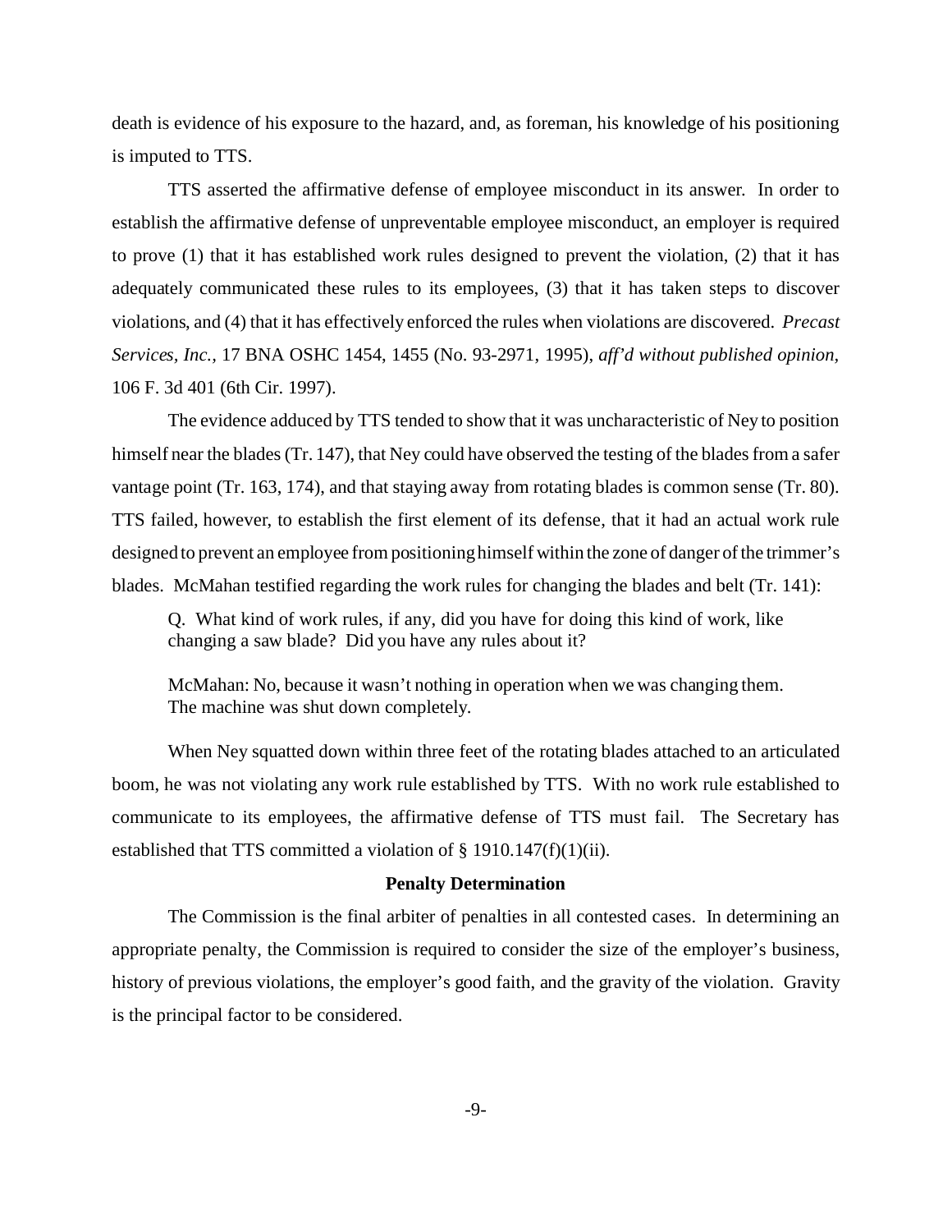death is evidence of his exposure to the hazard, and, as foreman, his knowledge of his positioning is imputed to TTS.

TTS asserted the affirmative defense of employee misconduct in its answer. In order to establish the affirmative defense of unpreventable employee misconduct, an employer is required to prove (1) that it has established work rules designed to prevent the violation, (2) that it has adequately communicated these rules to its employees, (3) that it has taken steps to discover violations, and (4) that it has effectively enforced the rules when violations are discovered. *Precast Services, Inc.*, 17 BNA OSHC 1454, 1455 (No. 93-2971, 1995), *aff'd without published opinion*, 106 F. 3d 401 (6th Cir. 1997).

The evidence adduced by TTS tended to show that it was uncharacteristic of Ney to position himself near the blades (Tr. 147), that Ney could have observed the testing of the blades from a safer vantage point (Tr. 163, 174), and that staying away from rotating blades is common sense (Tr. 80). TTS failed, however, to establish the first element of its defense, that it had an actual work rule designed to prevent an employee from positioning himself within the zone of danger of the trimmer's blades. McMahan testified regarding the work rules for changing the blades and belt (Tr. 141):

> Q. What kind of work rules, if any, did you have for doing this kind of work, like changing a saw blade? Did you have any rules about it?
>
> McMahan: No, because it wasn't nothing in operation when we was changing them. The machine was shut down completely.

When Ney squatted down within three feet of the rotating blades attached to an articulated boom, he was not violating any work rule established by TTS. With no work rule established to communicate to its employees, the affirmative defense of TTS must fail. The Secretary has established that TTS committed a violation of § 1910.147(f)(1)(ii).

### Penalty Determination

The Commission is the final arbiter of penalties in all contested cases. In determining an appropriate penalty, the Commission is required to consider the size of the employer's business, history of previous violations, the employer's good faith, and the gravity of the violation. Gravity is the principal factor to be considered.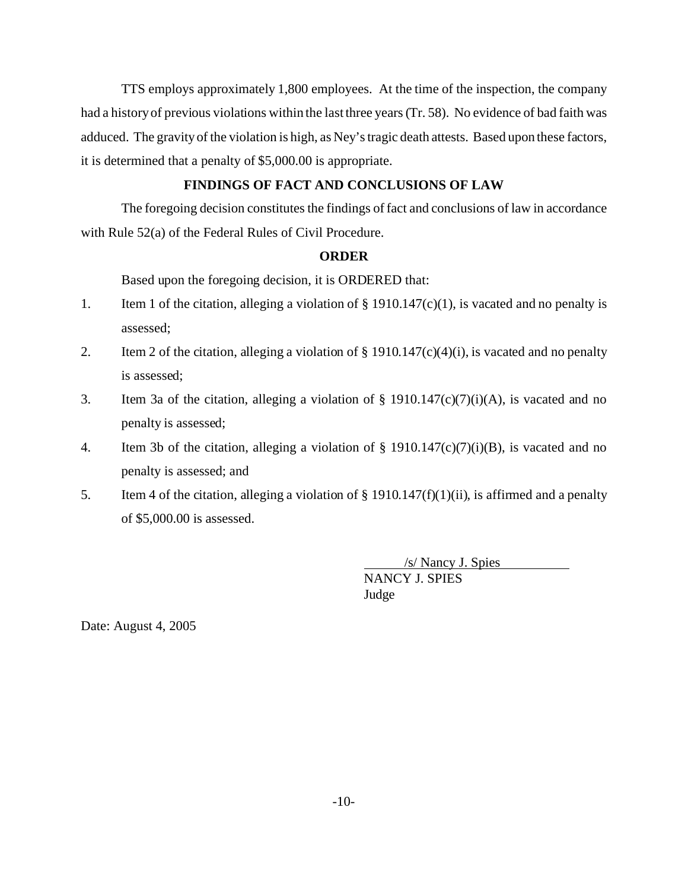TTS employs approximately 1,800 employees. At the time of the inspection, the company had a history of previous violations within the last three years (Tr. 58). No evidence of bad faith was adduced. The gravity of the violation is high, as Ney's tragic death attests. Based upon these factors, it is determined that a penalty of $5,000.00 is appropriate.

## FINDINGS OF FACT AND CONCLUSIONS OF LAW

The foregoing decision constitutes the findings of fact and conclusions of law in accordance with Rule 52(a) of the Federal Rules of Civil Procedure.

## ORDER

Based upon the foregoing decision, it is ORDERED that:

1. Item 1 of the citation, alleging a violation of § 1910.147(c)(1), is vacated and no penalty is assessed;
2. Item 2 of the citation, alleging a violation of § 1910.147(c)(4)(i), is vacated and no penalty is assessed;
3. Item 3a of the citation, alleging a violation of § 1910.147(c)(7)(i)(A), is vacated and no penalty is assessed;
4. Item 3b of the citation, alleging a violation of § 1910.147(c)(7)(i)(B), is vacated and no penalty is assessed; and
5. Item 4 of the citation, alleging a violation of § 1910.147(f)(1)(ii), is affirmed and a penalty of $5,000.00 is assessed.

/s/ Nancy J. Spies
NANCY J. SPIES
Judge

Date: August 4, 2005